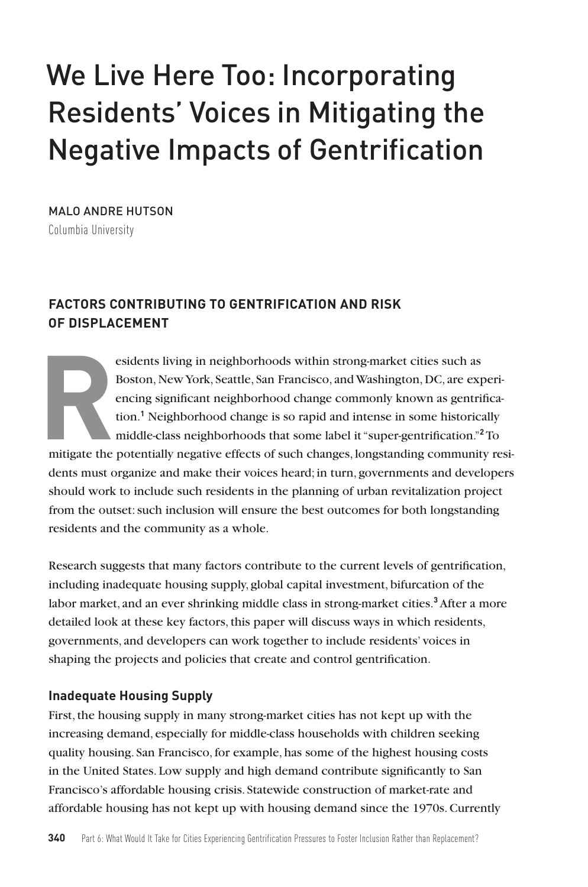# We Live Here Too: Incorporating Residents' Voices in Mitigating the Negative Impacts of Gentrification

MALO ANDRE HUTSON

Columbia University

## FACTORS CONTRIBUTING TO GENTRIFICATION AND RISK OF DISPLACEMENT

Residents living in neighborhoods within strong-market cities such as Boston, New York, Seattle, San Francisco, and Washington, DC, are experiencing significant neighborhood change commonly known as gentrification.[1] Neighborhood change is so rapid and intense in some historically middle-class neighborhoods that some label it "super-gentrification."[2] To mitigate the potentially negative effects of such changes, longstanding community residents must organize and make their voices heard; in turn, governments and developers should work to include such residents in the planning of urban revitalization project from the outset: such inclusion will ensure the best outcomes for both longstanding residents and the community as a whole.

Research suggests that many factors contribute to the current levels of gentrification, including inadequate housing supply, global capital investment, bifurcation of the labor market, and an ever shrinking middle class in strong-market cities.[3] After a more detailed look at these key factors, this paper will discuss ways in which residents, governments, and developers can work together to include residents' voices in shaping the projects and policies that create and control gentrification.

### Inadequate Housing Supply

First, the housing supply in many strong-market cities has not kept up with the increasing demand, especially for middle-class households with children seeking quality housing. San Francisco, for example, has some of the highest housing costs in the United States. Low supply and high demand contribute significantly to San Francisco's affordable housing crisis. Statewide construction of market-rate and affordable housing has not kept up with housing demand since the 1970s. Currently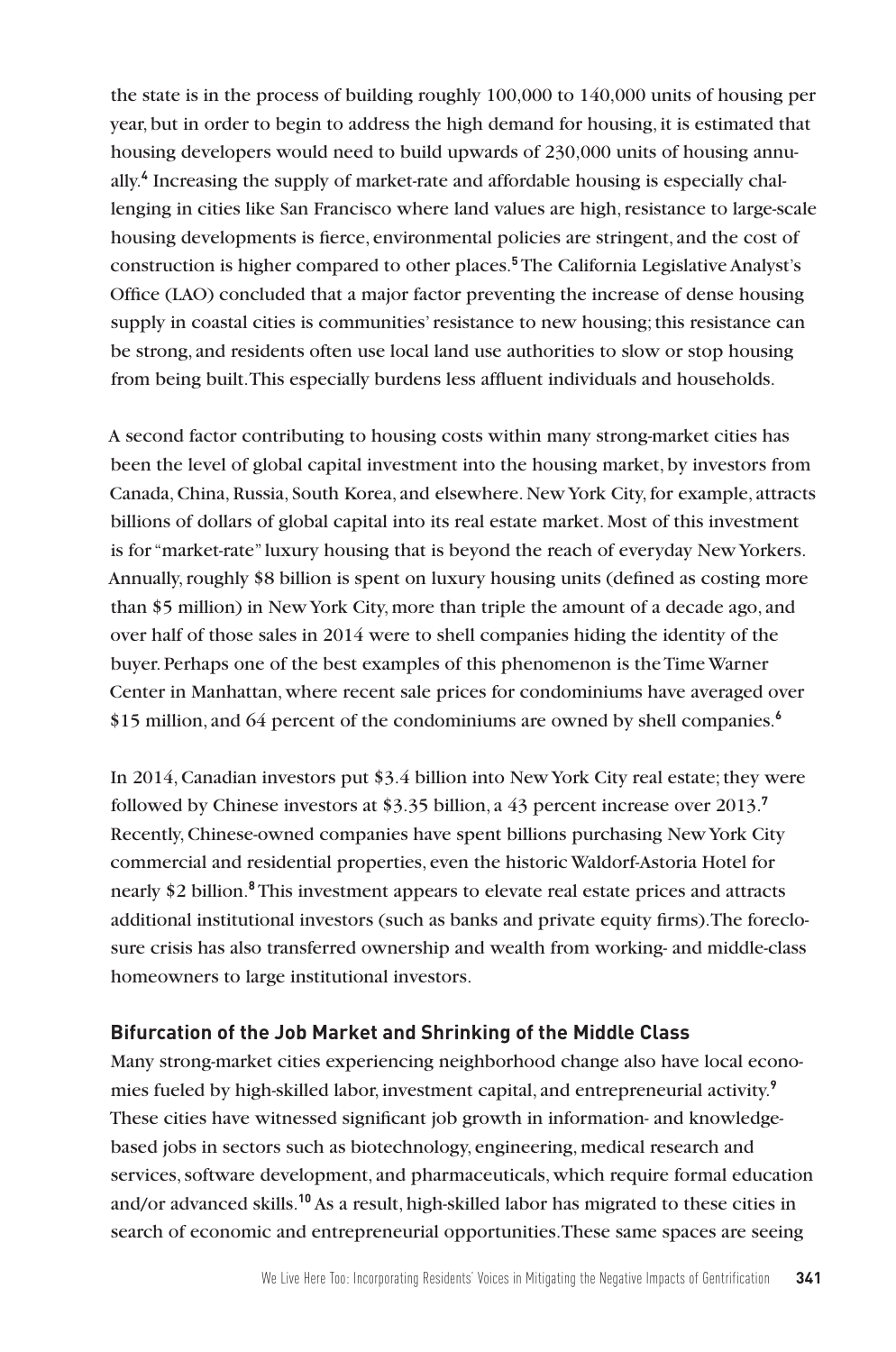the state is in the process of building roughly 100,000 to 140,000 units of housing per year, but in order to begin to address the high demand for housing, it is estimated that housing developers would need to build upwards of 230,000 units of housing annually.[4] Increasing the supply of market-rate and affordable housing is especially challenging in cities like San Francisco where land values are high, resistance to large-scale housing developments is fierce, environmental policies are stringent, and the cost of construction is higher compared to other places.[5] The California Legislative Analyst's Office (LAO) concluded that a major factor preventing the increase of dense housing supply in coastal cities is communities' resistance to new housing; this resistance can be strong, and residents often use local land use authorities to slow or stop housing from being built. This especially burdens less affluent individuals and households.

A second factor contributing to housing costs within many strong-market cities has been the level of global capital investment into the housing market, by investors from Canada, China, Russia, South Korea, and elsewhere. New York City, for example, attracts billions of dollars of global capital into its real estate market. Most of this investment is for "market-rate" luxury housing that is beyond the reach of everyday New Yorkers. Annually, roughly $8 billion is spent on luxury housing units (defined as costing more than $5 million) in New York City, more than triple the amount of a decade ago, and over half of those sales in 2014 were to shell companies hiding the identity of the buyer. Perhaps one of the best examples of this phenomenon is the Time Warner Center in Manhattan, where recent sale prices for condominiums have averaged over $15 million, and 64 percent of the condominiums are owned by shell companies.[6]

In 2014, Canadian investors put $3.4 billion into New York City real estate; they were followed by Chinese investors at $3.35 billion, a 43 percent increase over 2013.[7] Recently, Chinese-owned companies have spent billions purchasing New York City commercial and residential properties, even the historic Waldorf-Astoria Hotel for nearly $2 billion.[8] This investment appears to elevate real estate prices and attracts additional institutional investors (such as banks and private equity firms). The foreclosure crisis has also transferred ownership and wealth from working- and middle-class homeowners to large institutional investors.

### Bifurcation of the Job Market and Shrinking of the Middle Class

Many strong-market cities experiencing neighborhood change also have local economies fueled by high-skilled labor, investment capital, and entrepreneurial activity.[9] These cities have witnessed significant job growth in information- and knowledge-based jobs in sectors such as biotechnology, engineering, medical research and services, software development, and pharmaceuticals, which require formal education and/or advanced skills.[10] As a result, high-skilled labor has migrated to these cities in search of economic and entrepreneurial opportunities. These same spaces are seeing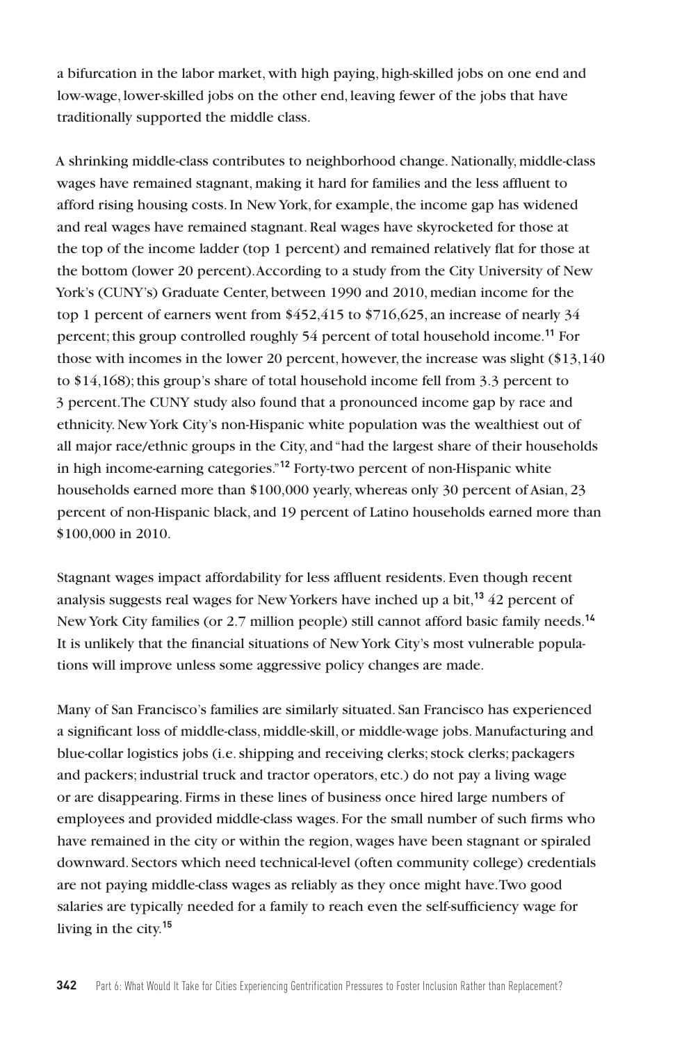a bifurcation in the labor market, with high paying, high-skilled jobs on one end and low-wage, lower-skilled jobs on the other end, leaving fewer of the jobs that have traditionally supported the middle class.

A shrinking middle-class contributes to neighborhood change. Nationally, middle-class wages have remained stagnant, making it hard for families and the less affluent to afford rising housing costs. In New York, for example, the income gap has widened and real wages have remained stagnant. Real wages have skyrocketed for those at the top of the income ladder (top 1 percent) and remained relatively flat for those at the bottom (lower 20 percent). According to a study from the City University of New York's (CUNY's) Graduate Center, between 1990 and 2010, median income for the top 1 percent of earners went from $452,415 to $716,625, an increase of nearly 34 percent; this group controlled roughly 54 percent of total household income.[11] For those with incomes in the lower 20 percent, however, the increase was slight ($13,140 to $14,168); this group's share of total household income fell from 3.3 percent to 3 percent. The CUNY study also found that a pronounced income gap by race and ethnicity. New York City's non-Hispanic white population was the wealthiest out of all major race/ethnic groups in the City, and "had the largest share of their households in high income-earning categories."[12] Forty-two percent of non-Hispanic white households earned more than $100,000 yearly, whereas only 30 percent of Asian, 23 percent of non-Hispanic black, and 19 percent of Latino households earned more than $100,000 in 2010.

Stagnant wages impact affordability for less affluent residents. Even though recent analysis suggests real wages for New Yorkers have inched up a bit,[13] 42 percent of New York City families (or 2.7 million people) still cannot afford basic family needs.[14] It is unlikely that the financial situations of New York City's most vulnerable populations will improve unless some aggressive policy changes are made.

Many of San Francisco's families are similarly situated. San Francisco has experienced a significant loss of middle-class, middle-skill, or middle-wage jobs. Manufacturing and blue-collar logistics jobs (i.e. shipping and receiving clerks; stock clerks; packagers and packers; industrial truck and tractor operators, etc.) do not pay a living wage or are disappearing. Firms in these lines of business once hired large numbers of employees and provided middle-class wages. For the small number of such firms who have remained in the city or within the region, wages have been stagnant or spiraled downward. Sectors which need technical-level (often community college) credentials are not paying middle-class wages as reliably as they once might have. Two good salaries are typically needed for a family to reach even the self-sufficiency wage for living in the city.[15]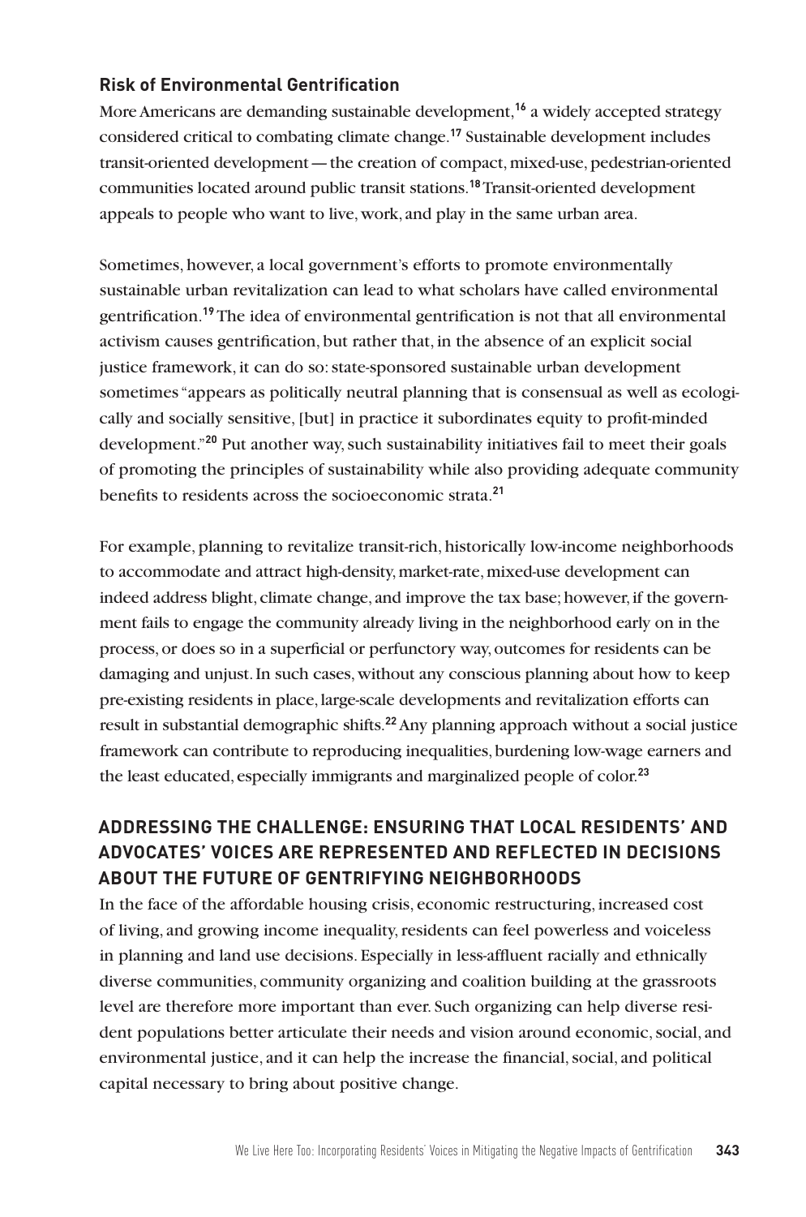### Risk of Environmental Gentrification

More Americans are demanding sustainable development,[16] a widely accepted strategy considered critical to combating climate change.[17] Sustainable development includes transit-oriented development — the creation of compact, mixed-use, pedestrian-oriented communities located around public transit stations.[18] Transit-oriented development appeals to people who want to live, work, and play in the same urban area.

Sometimes, however, a local government's efforts to promote environmentally sustainable urban revitalization can lead to what scholars have called environmental gentrification.[19] The idea of environmental gentrification is not that all environmental activism causes gentrification, but rather that, in the absence of an explicit social justice framework, it can do so: state-sponsored sustainable urban development sometimes "appears as politically neutral planning that is consensual as well as ecologically and socially sensitive, [but] in practice it subordinates equity to profit-minded development."[20] Put another way, such sustainability initiatives fail to meet their goals of promoting the principles of sustainability while also providing adequate community benefits to residents across the socioeconomic strata.[21]

For example, planning to revitalize transit-rich, historically low-income neighborhoods to accommodate and attract high-density, market-rate, mixed-use development can indeed address blight, climate change, and improve the tax base; however, if the government fails to engage the community already living in the neighborhood early on in the process, or does so in a superficial or perfunctory way, outcomes for residents can be damaging and unjust. In such cases, without any conscious planning about how to keep pre-existing residents in place, large-scale developments and revitalization efforts can result in substantial demographic shifts.[22] Any planning approach without a social justice framework can contribute to reproducing inequalities, burdening low-wage earners and the least educated, especially immigrants and marginalized people of color.[23]

## ADDRESSING THE CHALLENGE: ENSURING THAT LOCAL RESIDENTS' AND ADVOCATES' VOICES ARE REPRESENTED AND REFLECTED IN DECISIONS ABOUT THE FUTURE OF GENTRIFYING NEIGHBORHOODS

In the face of the affordable housing crisis, economic restructuring, increased cost of living, and growing income inequality, residents can feel powerless and voiceless in planning and land use decisions. Especially in less-affluent racially and ethnically diverse communities, community organizing and coalition building at the grassroots level are therefore more important than ever. Such organizing can help diverse resident populations better articulate their needs and vision around economic, social, and environmental justice, and it can help the increase the financial, social, and political capital necessary to bring about positive change.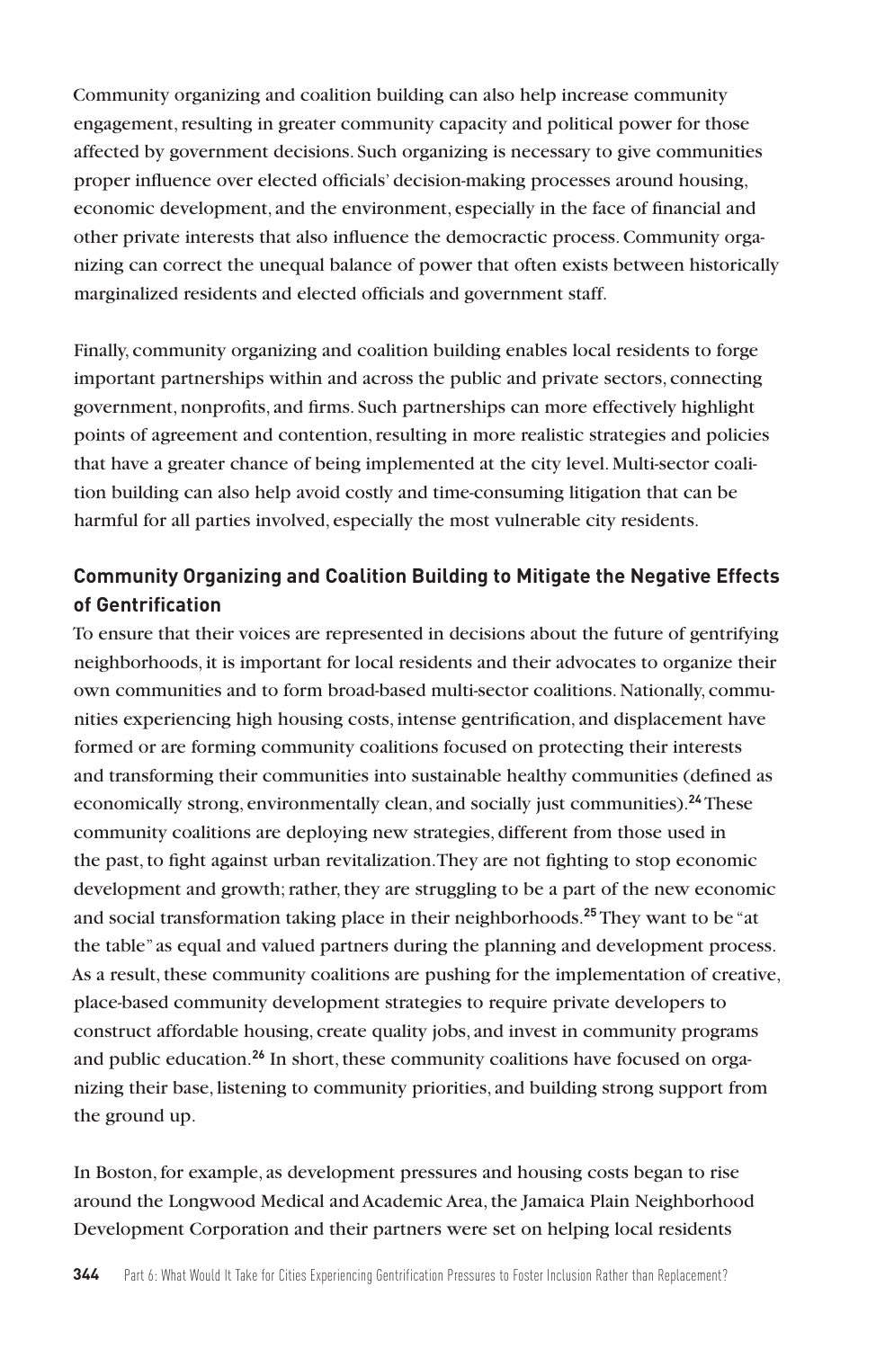Community organizing and coalition building can also help increase community engagement, resulting in greater community capacity and political power for those affected by government decisions. Such organizing is necessary to give communities proper influence over elected officials' decision-making processes around housing, economic development, and the environment, especially in the face of financial and other private interests that also influence the democractic process. Community organizing can correct the unequal balance of power that often exists between historically marginalized residents and elected officials and government staff.

Finally, community organizing and coalition building enables local residents to forge important partnerships within and across the public and private sectors, connecting government, nonprofits, and firms. Such partnerships can more effectively highlight points of agreement and contention, resulting in more realistic strategies and policies that have a greater chance of being implemented at the city level. Multi-sector coalition building can also help avoid costly and time-consuming litigation that can be harmful for all parties involved, especially the most vulnerable city residents.

### Community Organizing and Coalition Building to Mitigate the Negative Effects of Gentrification

To ensure that their voices are represented in decisions about the future of gentrifying neighborhoods, it is important for local residents and their advocates to organize their own communities and to form broad-based multi-sector coalitions. Nationally, communities experiencing high housing costs, intense gentrification, and displacement have formed or are forming community coalitions focused on protecting their interests and transforming their communities into sustainable healthy communities (defined as economically strong, environmentally clean, and socially just communities).[24] These community coalitions are deploying new strategies, different from those used in the past, to fight against urban revitalization. They are not fighting to stop economic development and growth; rather, they are struggling to be a part of the new economic and social transformation taking place in their neighborhoods.[25] They want to be "at the table" as equal and valued partners during the planning and development process. As a result, these community coalitions are pushing for the implementation of creative, place-based community development strategies to require private developers to construct affordable housing, create quality jobs, and invest in community programs and public education.[26] In short, these community coalitions have focused on organizing their base, listening to community priorities, and building strong support from the ground up.

In Boston, for example, as development pressures and housing costs began to rise around the Longwood Medical and Academic Area, the Jamaica Plain Neighborhood Development Corporation and their partners were set on helping local residents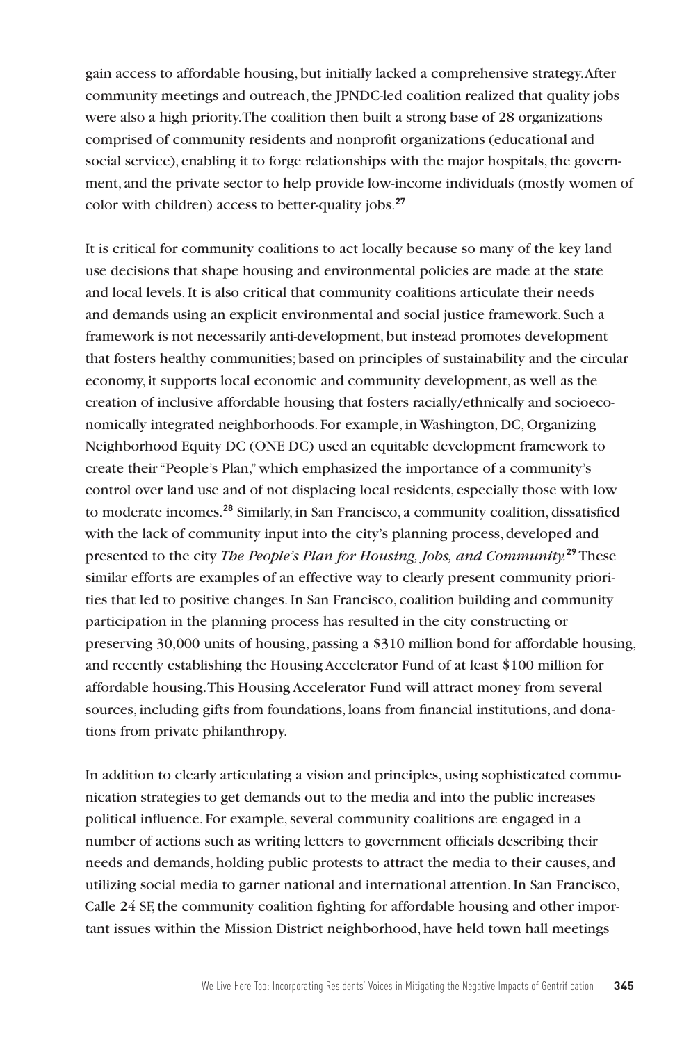gain access to affordable housing, but initially lacked a comprehensive strategy. After community meetings and outreach, the JPNDC-led coalition realized that quality jobs were also a high priority. The coalition then built a strong base of 28 organizations comprised of community residents and nonprofit organizations (educational and social service), enabling it to forge relationships with the major hospitals, the government, and the private sector to help provide low-income individuals (mostly women of color with children) access to better-quality jobs.[27]

It is critical for community coalitions to act locally because so many of the key land use decisions that shape housing and environmental policies are made at the state and local levels. It is also critical that community coalitions articulate their needs and demands using an explicit environmental and social justice framework. Such a framework is not necessarily anti-development, but instead promotes development that fosters healthy communities; based on principles of sustainability and the circular economy, it supports local economic and community development, as well as the creation of inclusive affordable housing that fosters racially/ethnically and socioeconomically integrated neighborhoods. For example, in Washington, DC, Organizing Neighborhood Equity DC (ONE DC) used an equitable development framework to create their "People's Plan," which emphasized the importance of a community's control over land use and of not displacing local residents, especially those with low to moderate incomes.[28] Similarly, in San Francisco, a community coalition, dissatisfied with the lack of community input into the city's planning process, developed and presented to the city *The People's Plan for Housing, Jobs, and Community.*[29] These similar efforts are examples of an effective way to clearly present community priorities that led to positive changes. In San Francisco, coalition building and community participation in the planning process has resulted in the city constructing or preserving 30,000 units of housing, passing a $310 million bond for affordable housing, and recently establishing the Housing Accelerator Fund of at least $100 million for affordable housing. This Housing Accelerator Fund will attract money from several sources, including gifts from foundations, loans from financial institutions, and donations from private philanthropy.

In addition to clearly articulating a vision and principles, using sophisticated communication strategies to get demands out to the media and into the public increases political influence. For example, several community coalitions are engaged in a number of actions such as writing letters to government officials describing their needs and demands, holding public protests to attract the media to their causes, and utilizing social media to garner national and international attention. In San Francisco, Calle 24 SF, the community coalition fighting for affordable housing and other important issues within the Mission District neighborhood, have held town hall meetings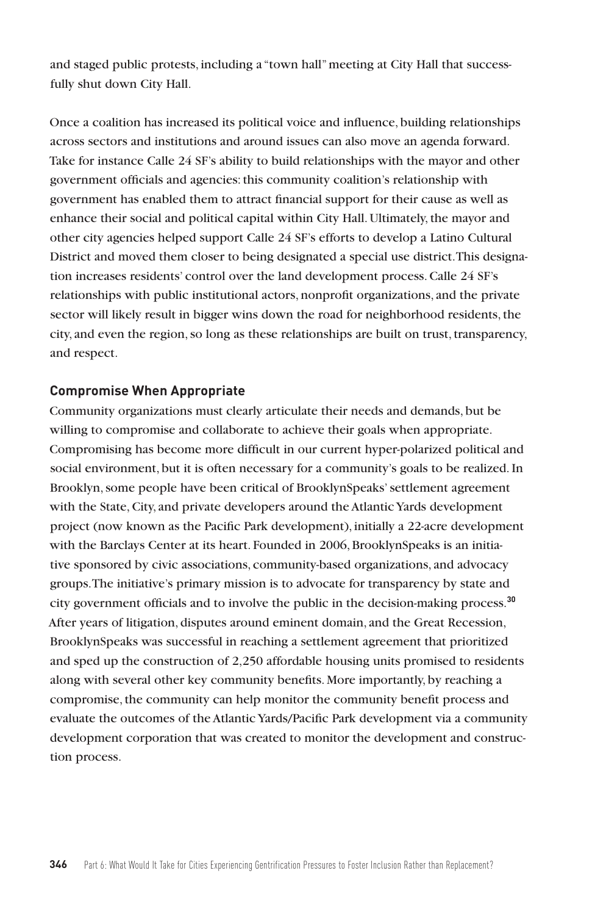and staged public protests, including a "town hall" meeting at City Hall that successfully shut down City Hall.

Once a coalition has increased its political voice and influence, building relationships across sectors and institutions and around issues can also move an agenda forward. Take for instance Calle 24 SF's ability to build relationships with the mayor and other government officials and agencies: this community coalition's relationship with government has enabled them to attract financial support for their cause as well as enhance their social and political capital within City Hall. Ultimately, the mayor and other city agencies helped support Calle 24 SF's efforts to develop a Latino Cultural District and moved them closer to being designated a special use district. This designation increases residents' control over the land development process. Calle 24 SF's relationships with public institutional actors, nonprofit organizations, and the private sector will likely result in bigger wins down the road for neighborhood residents, the city, and even the region, so long as these relationships are built on trust, transparency, and respect.

### Compromise When Appropriate

Community organizations must clearly articulate their needs and demands, but be willing to compromise and collaborate to achieve their goals when appropriate. Compromising has become more difficult in our current hyper-polarized political and social environment, but it is often necessary for a community's goals to be realized. In Brooklyn, some people have been critical of BrooklynSpeaks' settlement agreement with the State, City, and private developers around the Atlantic Yards development project (now known as the Pacific Park development), initially a 22-acre development with the Barclays Center at its heart. Founded in 2006, BrooklynSpeaks is an initiative sponsored by civic associations, community-based organizations, and advocacy groups. The initiative's primary mission is to advocate for transparency by state and city government officials and to involve the public in the decision-making process.[30] After years of litigation, disputes around eminent domain, and the Great Recession, BrooklynSpeaks was successful in reaching a settlement agreement that prioritized and sped up the construction of 2,250 affordable housing units promised to residents along with several other key community benefits. More importantly, by reaching a compromise, the community can help monitor the community benefit process and evaluate the outcomes of the Atlantic Yards/Pacific Park development via a community development corporation that was created to monitor the development and construction process.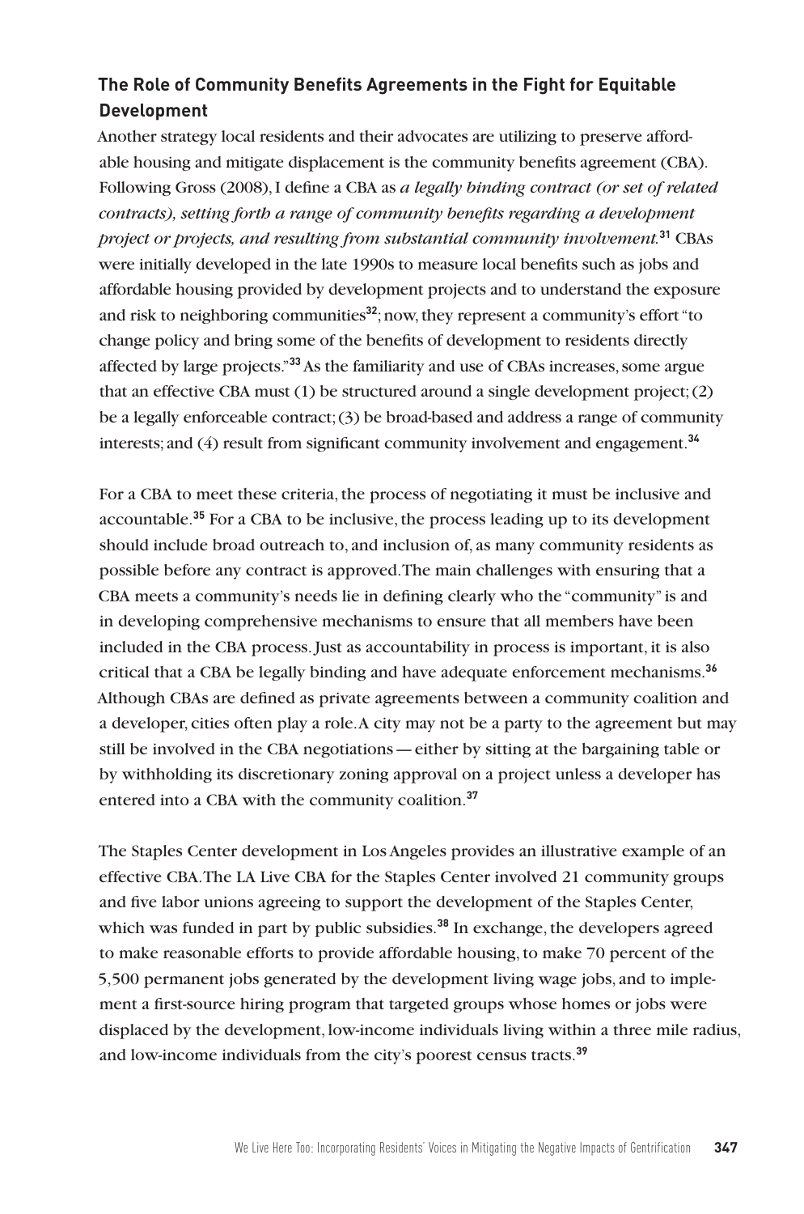### The Role of Community Benefits Agreements in the Fight for Equitable Development

Another strategy local residents and their advocates are utilizing to preserve affordable housing and mitigate displacement is the community benefits agreement (CBA). Following Gross (2008), I define a CBA as *a legally binding contract (or set of related contracts), setting forth a range of community benefits regarding a development project or projects, and resulting from substantial community involvement.*[31] CBAs were initially developed in the late 1990s to measure local benefits such as jobs and affordable housing provided by development projects and to understand the exposure and risk to neighboring communities[32]; now, they represent a community's effort "to change policy and bring some of the benefits of development to residents directly affected by large projects."[33] As the familiarity and use of CBAs increases, some argue that an effective CBA must (1) be structured around a single development project; (2) be a legally enforceable contract; (3) be broad-based and address a range of community interests; and (4) result from significant community involvement and engagement.[34]

For a CBA to meet these criteria, the process of negotiating it must be inclusive and accountable.[35] For a CBA to be inclusive, the process leading up to its development should include broad outreach to, and inclusion of, as many community residents as possible before any contract is approved. The main challenges with ensuring that a CBA meets a community's needs lie in defining clearly who the "community" is and in developing comprehensive mechanisms to ensure that all members have been included in the CBA process. Just as accountability in process is important, it is also critical that a CBA be legally binding and have adequate enforcement mechanisms.[36] Although CBAs are defined as private agreements between a community coalition and a developer, cities often play a role. A city may not be a party to the agreement but may still be involved in the CBA negotiations — either by sitting at the bargaining table or by withholding its discretionary zoning approval on a project unless a developer has entered into a CBA with the community coalition.[37]

The Staples Center development in Los Angeles provides an illustrative example of an effective CBA. The LA Live CBA for the Staples Center involved 21 community groups and five labor unions agreeing to support the development of the Staples Center, which was funded in part by public subsidies.[38] In exchange, the developers agreed to make reasonable efforts to provide affordable housing, to make 70 percent of the 5,500 permanent jobs generated by the development living wage jobs, and to implement a first-source hiring program that targeted groups whose homes or jobs were displaced by the development, low-income individuals living within a three mile radius, and low-income individuals from the city's poorest census tracts.[39]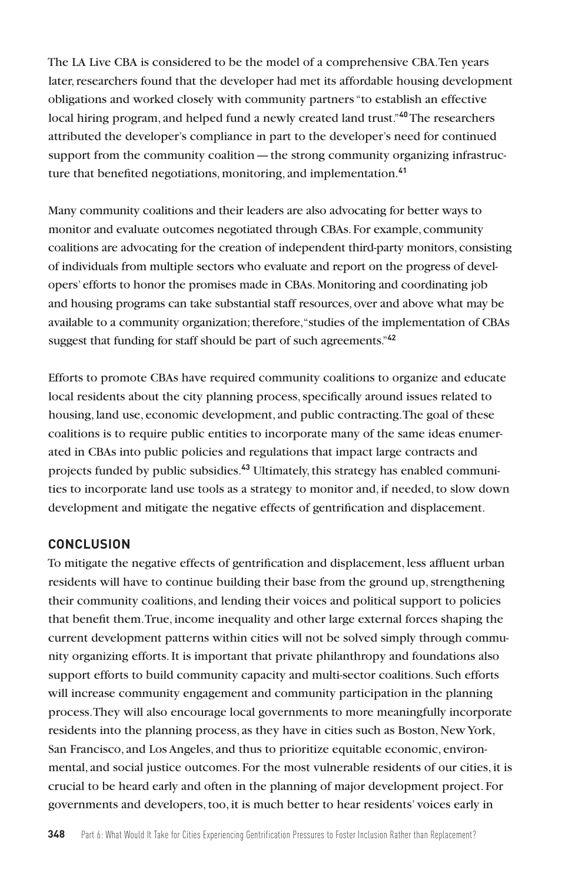The LA Live CBA is considered to be the model of a comprehensive CBA. Ten years later, researchers found that the developer had met its affordable housing development obligations and worked closely with community partners "to establish an effective local hiring program, and helped fund a newly created land trust."[40] The researchers attributed the developer's compliance in part to the developer's need for continued support from the community coalition — the strong community organizing infrastructure that benefited negotiations, monitoring, and implementation.[41]

Many community coalitions and their leaders are also advocating for better ways to monitor and evaluate outcomes negotiated through CBAs. For example, community coalitions are advocating for the creation of independent third-party monitors, consisting of individuals from multiple sectors who evaluate and report on the progress of developers' efforts to honor the promises made in CBAs. Monitoring and coordinating job and housing programs can take substantial staff resources, over and above what may be available to a community organization; therefore, "studies of the implementation of CBAs suggest that funding for staff should be part of such agreements."[42]

Efforts to promote CBAs have required community coalitions to organize and educate local residents about the city planning process, specifically around issues related to housing, land use, economic development, and public contracting. The goal of these coalitions is to require public entities to incorporate many of the same ideas enumerated in CBAs into public policies and regulations that impact large contracts and projects funded by public subsidies.[43] Ultimately, this strategy has enabled communities to incorporate land use tools as a strategy to monitor and, if needed, to slow down development and mitigate the negative effects of gentrification and displacement.

## CONCLUSION

To mitigate the negative effects of gentrification and displacement, less affluent urban residents will have to continue building their base from the ground up, strengthening their community coalitions, and lending their voices and political support to policies that benefit them. True, income inequality and other large external forces shaping the current development patterns within cities will not be solved simply through community organizing efforts. It is important that private philanthropy and foundations also support efforts to build community capacity and multi-sector coalitions. Such efforts will increase community engagement and community participation in the planning process. They will also encourage local governments to more meaningfully incorporate residents into the planning process, as they have in cities such as Boston, New York, San Francisco, and Los Angeles, and thus to prioritize equitable economic, environmental, and social justice outcomes. For the most vulnerable residents of our cities, it is crucial to be heard early and often in the planning of major development project. For governments and developers, too, it is much better to hear residents' voices early in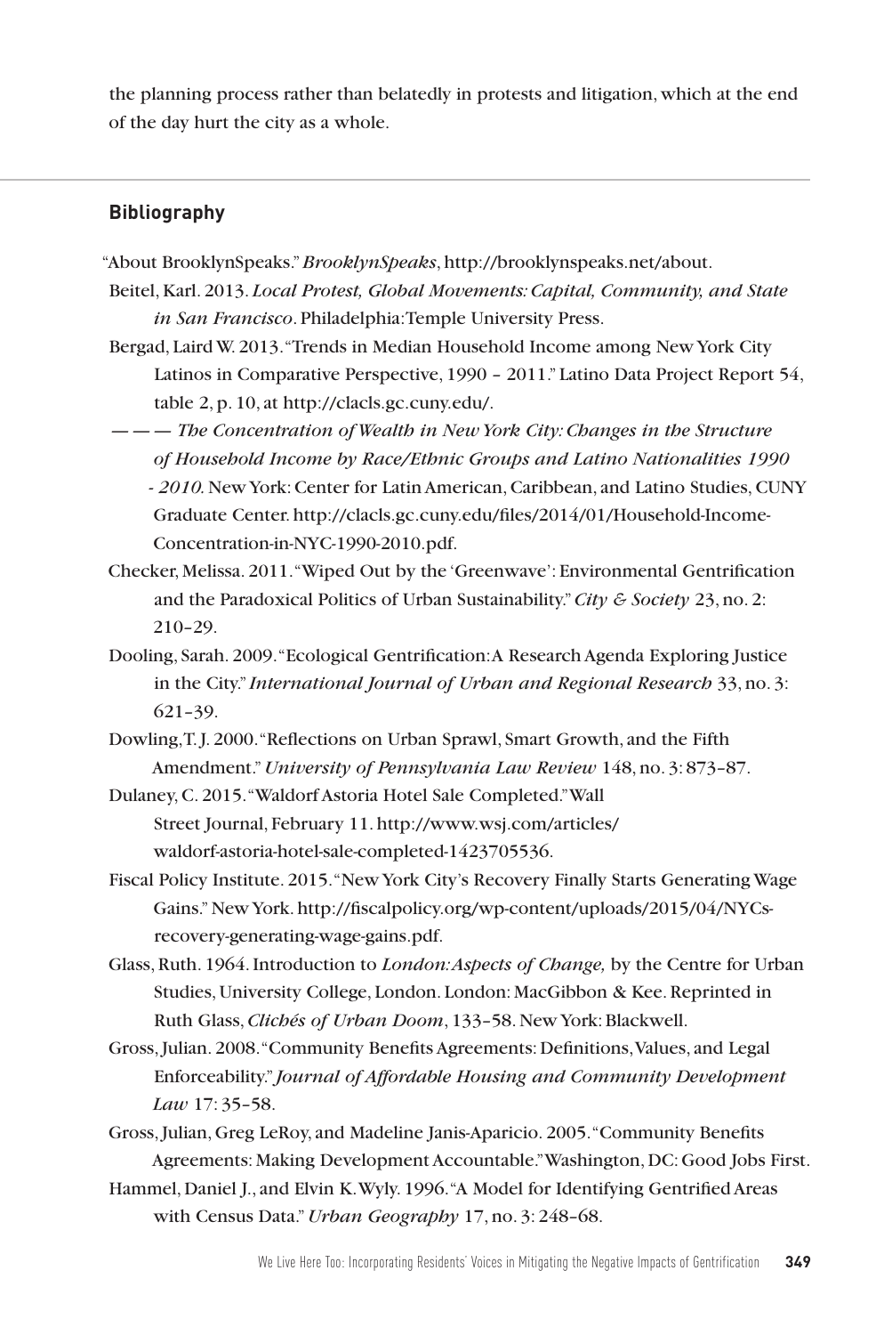the planning process rather than belatedly in protests and litigation, which at the end of the day hurt the city as a whole.

## Bibliography

"About BrooklynSpeaks." *BrooklynSpeaks*, http://brooklynspeaks.net/about.

Beitel, Karl. 2013. *Local Protest, Global Movements: Capital, Community, and State in San Francisco*. Philadelphia: Temple University Press.

Bergad, Laird W. 2013. "Trends in Median Household Income among New York City Latinos in Comparative Perspective, 1990 – 2011." Latino Data Project Report 54, table 2, p. 10, at http://clacls.gc.cuny.edu/.

——— *The Concentration of Wealth in New York City: Changes in the Structure of Household Income by Race/Ethnic Groups and Latino Nationalities 1990 - 2010.* New York: Center for Latin American, Caribbean, and Latino Studies, CUNY Graduate Center. http://clacls.gc.cuny.edu/files/2014/01/Household-Income-Concentration-in-NYC-1990-2010.pdf.

Checker, Melissa. 2011. "Wiped Out by the 'Greenwave': Environmental Gentrification and the Paradoxical Politics of Urban Sustainability." *City & Society* 23, no. 2: 210–29.

Dooling, Sarah. 2009. "Ecological Gentrification: A Research Agenda Exploring Justice in the City." *International Journal of Urban and Regional Research* 33, no. 3: 621–39.

Dowling, T. J. 2000. "Reflections on Urban Sprawl, Smart Growth, and the Fifth Amendment." *University of Pennsylvania Law Review* 148, no. 3: 873–87.

Dulaney, C. 2015. "Waldorf Astoria Hotel Sale Completed." Wall Street Journal, February 11. http://www.wsj.com/articles/waldorf-astoria-hotel-sale-completed-1423705536.

Fiscal Policy Institute. 2015. "New York City's Recovery Finally Starts Generating Wage Gains." New York. http://fiscalpolicy.org/wp-content/uploads/2015/04/NYCs-recovery-generating-wage-gains.pdf.

Glass, Ruth. 1964. Introduction to *London: Aspects of Change,* by the Centre for Urban Studies, University College, London. London: MacGibbon & Kee. Reprinted in Ruth Glass, *Clichés of Urban Doom*, 133–58. New York: Blackwell.

Gross, Julian. 2008. "Community Benefits Agreements: Definitions, Values, and Legal Enforceability." *Journal of Affordable Housing and Community Development Law* 17: 35–58.

Gross, Julian, Greg LeRoy, and Madeline Janis-Aparicio. 2005. "Community Benefits Agreements: Making Development Accountable." Washington, DC: Good Jobs First.

Hammel, Daniel J., and Elvin K. Wyly. 1996. "A Model for Identifying Gentrified Areas with Census Data." *Urban Geography* 17, no. 3: 248–68.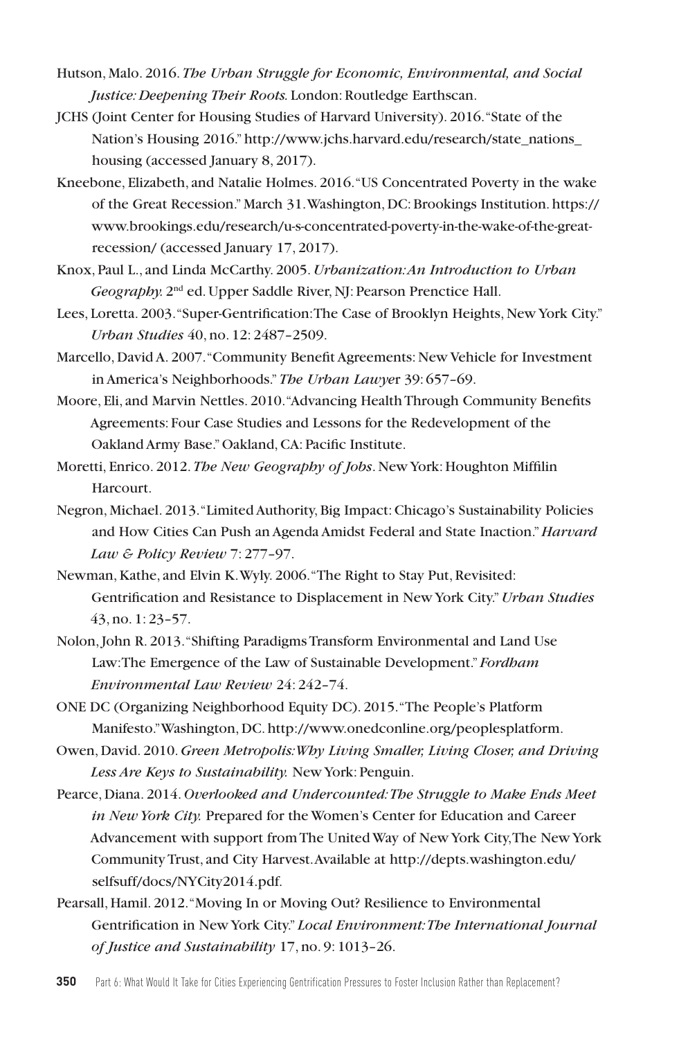Hutson, Malo. 2016. *The Urban Struggle for Economic, Environmental, and Social Justice: Deepening Their Roots.* London: Routledge Earthscan.

JCHS (Joint Center for Housing Studies of Harvard University). 2016. "State of the Nation's Housing 2016." http://www.jchs.harvard.edu/research/state_nations_housing (accessed January 8, 2017).

Kneebone, Elizabeth, and Natalie Holmes. 2016. "US Concentrated Poverty in the wake of the Great Recession." March 31. Washington, DC: Brookings Institution. https://www.brookings.edu/research/u-s-concentrated-poverty-in-the-wake-of-the-great-recession/ (accessed January 17, 2017).

Knox, Paul L., and Linda McCarthy. 2005. *Urbanization: An Introduction to Urban Geography.* 2nd ed. Upper Saddle River, NJ: Pearson Prenctice Hall.

Lees, Loretta. 2003. "Super-Gentrification: The Case of Brooklyn Heights, New York City." *Urban Studies* 40, no. 12: 2487–2509.

Marcello, David A. 2007. "Community Benefit Agreements: New Vehicle for Investment in America's Neighborhoods." *The Urban Lawye*r 39: 657–69.

Moore, Eli, and Marvin Nettles. 2010. "Advancing Health Through Community Benefits Agreements: Four Case Studies and Lessons for the Redevelopment of the Oakland Army Base." Oakland, CA: Pacific Institute.

Moretti, Enrico. 2012. *The New Geography of Jobs*. New York: Houghton Miffilin Harcourt.

Negron, Michael. 2013. "Limited Authority, Big Impact: Chicago's Sustainability Policies and How Cities Can Push an Agenda Amidst Federal and State Inaction." *Harvard Law & Policy Review* 7: 277–97.

Newman, Kathe, and Elvin K. Wyly. 2006. "The Right to Stay Put, Revisited: Gentrification and Resistance to Displacement in New York City." *Urban Studies* 43, no. 1: 23–57.

Nolon, John R. 2013. "Shifting Paradigms Transform Environmental and Land Use Law: The Emergence of the Law of Sustainable Development." *Fordham Environmental Law Review* 24: 242–74.

ONE DC (Organizing Neighborhood Equity DC). 2015. "The People's Platform Manifesto." Washington, DC. http://www.onedconline.org/peoplesplatform.

Owen, David. 2010. *Green Metropolis: Why Living Smaller, Living Closer, and Driving Less Are Keys to Sustainability.* New York: Penguin.

Pearce, Diana. 2014. *Overlooked and Undercounted: The Struggle to Make Ends Meet in New York City.* Prepared for the Women's Center for Education and Career Advancement with support from The United Way of New York City, The New York Community Trust, and City Harvest. Available at http://depts.washington.edu/selfsuff/docs/NYCity2014.pdf.

Pearsall, Hamil. 2012. "Moving In or Moving Out? Resilience to Environmental Gentrification in New York City." *Local Environment: The International Journal of Justice and Sustainability* 17, no. 9: 1013–26.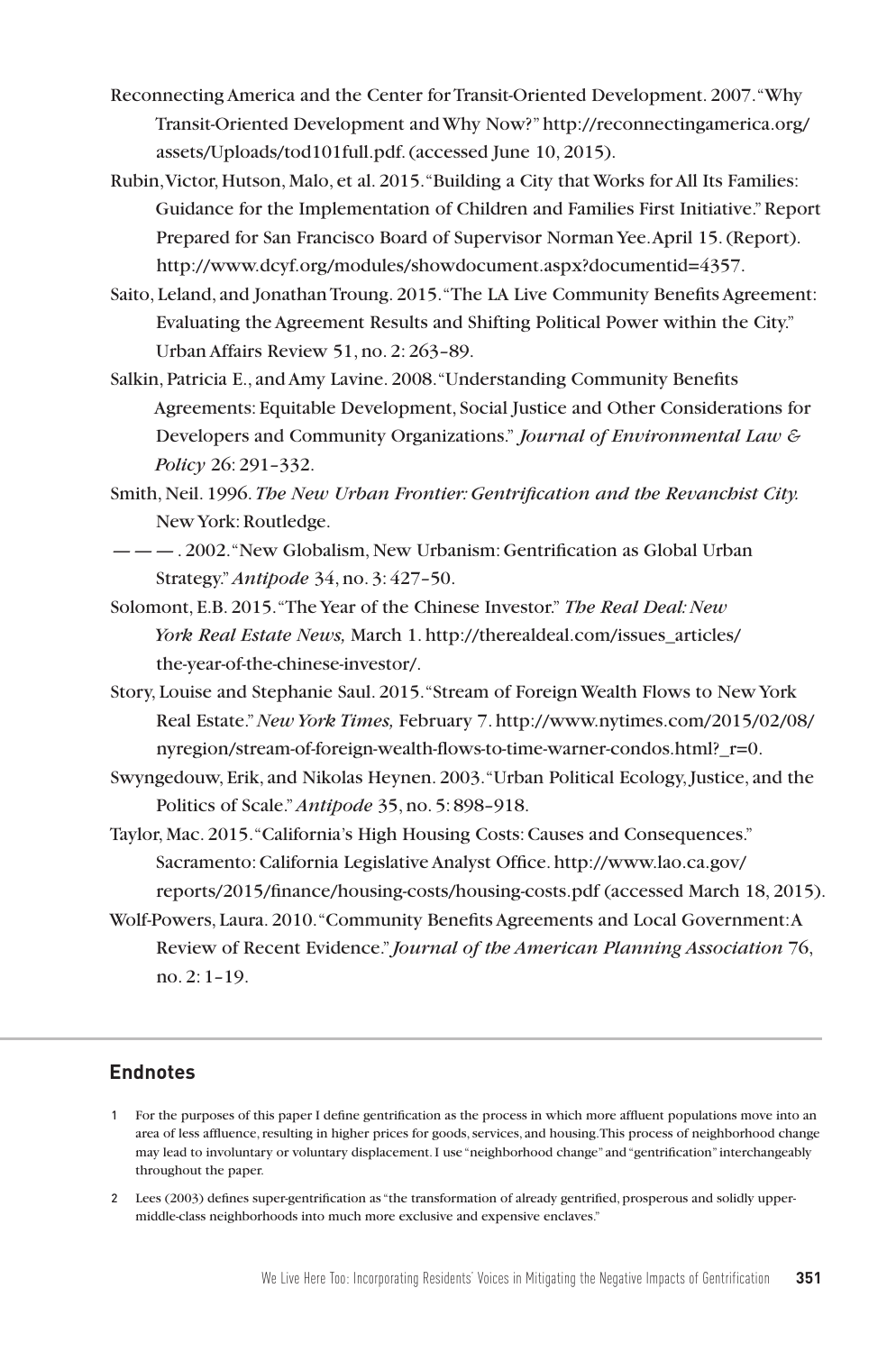Reconnecting America and the Center for Transit-Oriented Development. 2007. "Why Transit-Oriented Development and Why Now?" http://reconnectingamerica.org/assets/Uploads/tod101full.pdf. (accessed June 10, 2015).

Rubin, Victor, Hutson, Malo, et al. 2015. "Building a City that Works for All Its Families: Guidance for the Implementation of Children and Families First Initiative." Report Prepared for San Francisco Board of Supervisor Norman Yee. April 15. (Report). http://www.dcyf.org/modules/showdocument.aspx?documentid=4357.

Saito, Leland, and Jonathan Troung. 2015. "The LA Live Community Benefits Agreement: Evaluating the Agreement Results and Shifting Political Power within the City." Urban Affairs Review 51, no. 2: 263–89.

Salkin, Patricia E., and Amy Lavine. 2008. "Understanding Community Benefits Agreements: Equitable Development, Social Justice and Other Considerations for Developers and Community Organizations." *Journal of Environmental Law & Policy* 26: 291–332.

Smith, Neil. 1996. *The New Urban Frontier: Gentrification and the Revanchist City.* New York: Routledge.

— — — . 2002. "New Globalism, New Urbanism: Gentrification as Global Urban Strategy." *Antipode* 34, no. 3: 427–50.

Solomont, E.B. 2015. "The Year of the Chinese Investor." *The Real Deal: New York Real Estate News,* March 1. http://therealdeal.com/issues_articles/the-year-of-the-chinese-investor/.

Story, Louise and Stephanie Saul. 2015. "Stream of Foreign Wealth Flows to New York Real Estate." *New York Times,* February 7. http://www.nytimes.com/2015/02/08/nyregion/stream-of-foreign-wealth-flows-to-time-warner-condos.html?_r=0.

Swyngedouw, Erik, and Nikolas Heynen. 2003. "Urban Political Ecology, Justice, and the Politics of Scale." *Antipode* 35, no. 5: 898–918.

Taylor, Mac. 2015. "California's High Housing Costs: Causes and Consequences." Sacramento: California Legislative Analyst Office. http://www.lao.ca.gov/reports/2015/finance/housing-costs/housing-costs.pdf (accessed March 18, 2015).

Wolf-Powers, Laura. 2010. "Community Benefits Agreements and Local Government: A Review of Recent Evidence." *Journal of the American Planning Association* 76, no. 2: 1–19.

## Endnotes

1 For the purposes of this paper I define gentrification as the process in which more affluent populations move into an area of less affluence, resulting in higher prices for goods, services, and housing. This process of neighborhood change may lead to involuntary or voluntary displacement. I use "neighborhood change" and "gentrification" interchangeably throughout the paper.

2 Lees (2003) defines super-gentrification as "the transformation of already gentrified, prosperous and solidly upper-middle-class neighborhoods into much more exclusive and expensive enclaves."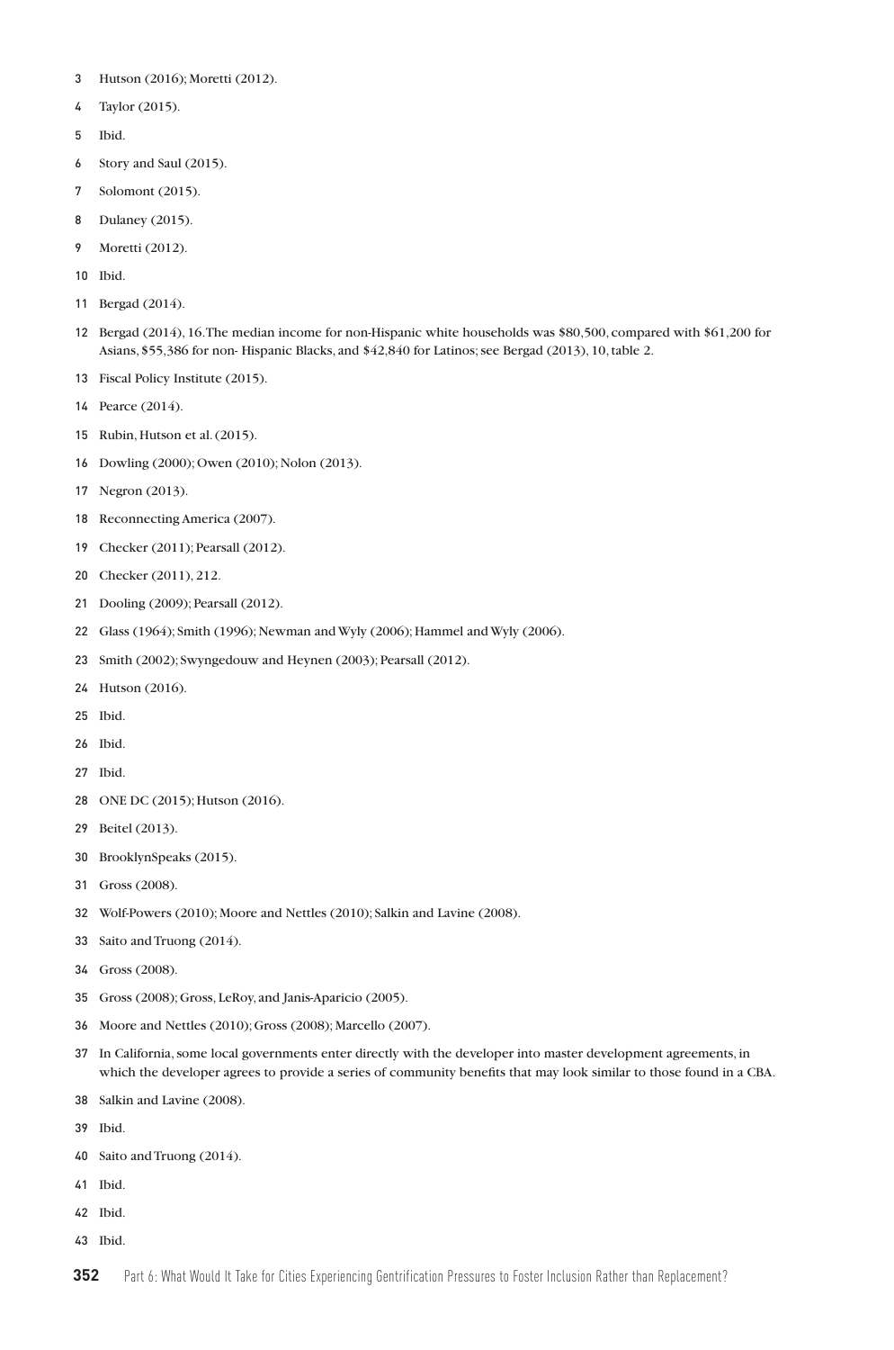3 Hutson (2016); Moretti (2012).

4 Taylor (2015).

5 Ibid.

6 Story and Saul (2015).

7 Solomont (2015).

8 Dulaney (2015).

9 Moretti (2012).

10 Ibid.

11 Bergad (2014).

12 Bergad (2014), 16. The median income for non-Hispanic white households was $80,500, compared with $61,200 for Asians, $55,386 for non- Hispanic Blacks, and $42,840 for Latinos; see Bergad (2013), 10, table 2.

13 Fiscal Policy Institute (2015).

14 Pearce (2014).

15 Rubin, Hutson et al. (2015).

16 Dowling (2000); Owen (2010); Nolon (2013).

17 Negron (2013).

18 Reconnecting America (2007).

19 Checker (2011); Pearsall (2012).

20 Checker (2011), 212.

21 Dooling (2009); Pearsall (2012).

22 Glass (1964); Smith (1996); Newman and Wyly (2006); Hammel and Wyly (2006).

23 Smith (2002); Swyngedouw and Heynen (2003); Pearsall (2012).

24 Hutson (2016).

25 Ibid.

26 Ibid.

27 Ibid.

28 ONE DC (2015); Hutson (2016).

29 Beitel (2013).

30 BrooklynSpeaks (2015).

31 Gross (2008).

32 Wolf-Powers (2010); Moore and Nettles (2010); Salkin and Lavine (2008).

33 Saito and Truong (2014).

34 Gross (2008).

35 Gross (2008); Gross, LeRoy, and Janis-Aparicio (2005).

36 Moore and Nettles (2010); Gross (2008); Marcello (2007).

37 In California, some local governments enter directly with the developer into master development agreements, in which the developer agrees to provide a series of community benefits that may look similar to those found in a CBA.

38 Salkin and Lavine (2008).

39 Ibid.

40 Saito and Truong (2014).

41 Ibid.

42 Ibid.

43 Ibid.